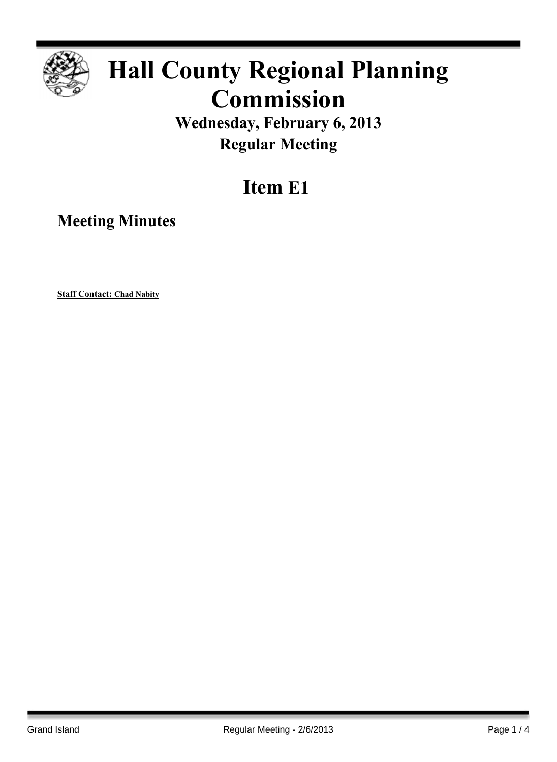# Hall County Regional Planning Commission

## Wednesday, February 6, 2013

## Regular Meeting

# Item E1

## Meeting Minutes

**Staff Contact: Chad Nabity**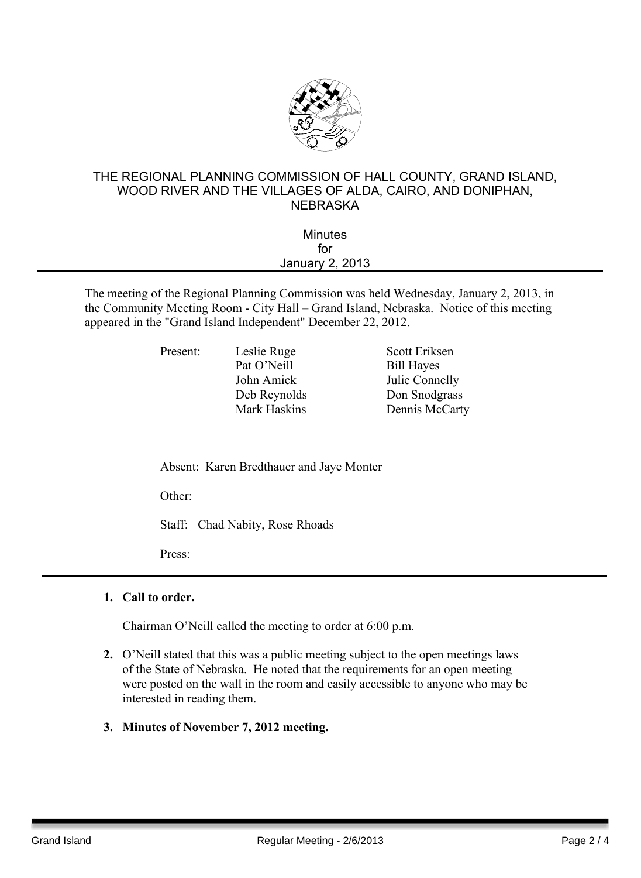THE REGIONAL PLANNING COMMISSION OF HALL COUNTY, GRAND ISLAND, WOOD RIVER AND THE VILLAGES OF ALDA, CAIRO, AND DONIPHAN, NEBRASKA

Minutes
for
January 2, 2013

The meeting of the Regional Planning Commission was held Wednesday, January 2, 2013, in the Community Meeting Room - City Hall – Grand Island, Nebraska. Notice of this meeting appeared in the "Grand Island Independent" December 22, 2012.

| Present: | Leslie Ruge | Scott Eriksen |
|---|---|---|
| | Pat O'Neill | Bill Hayes |
| | John Amick | Julie Connelly |
| | Deb Reynolds | Don Snodgrass |
| | Mark Haskins | Dennis McCarty |

Absent: Karen Bredthauer and Jaye Monter

Other:

Staff: Chad Nabity, Rose Rhoads

Press:

1. **Call to order.**

   Chairman O'Neill called the meeting to order at 6:00 p.m.

2. O'Neill stated that this was a public meeting subject to the open meetings laws of the State of Nebraska. He noted that the requirements for an open meeting were posted on the wall in the room and easily accessible to anyone who may be interested in reading them.

3. **Minutes of November 7, 2012 meeting.**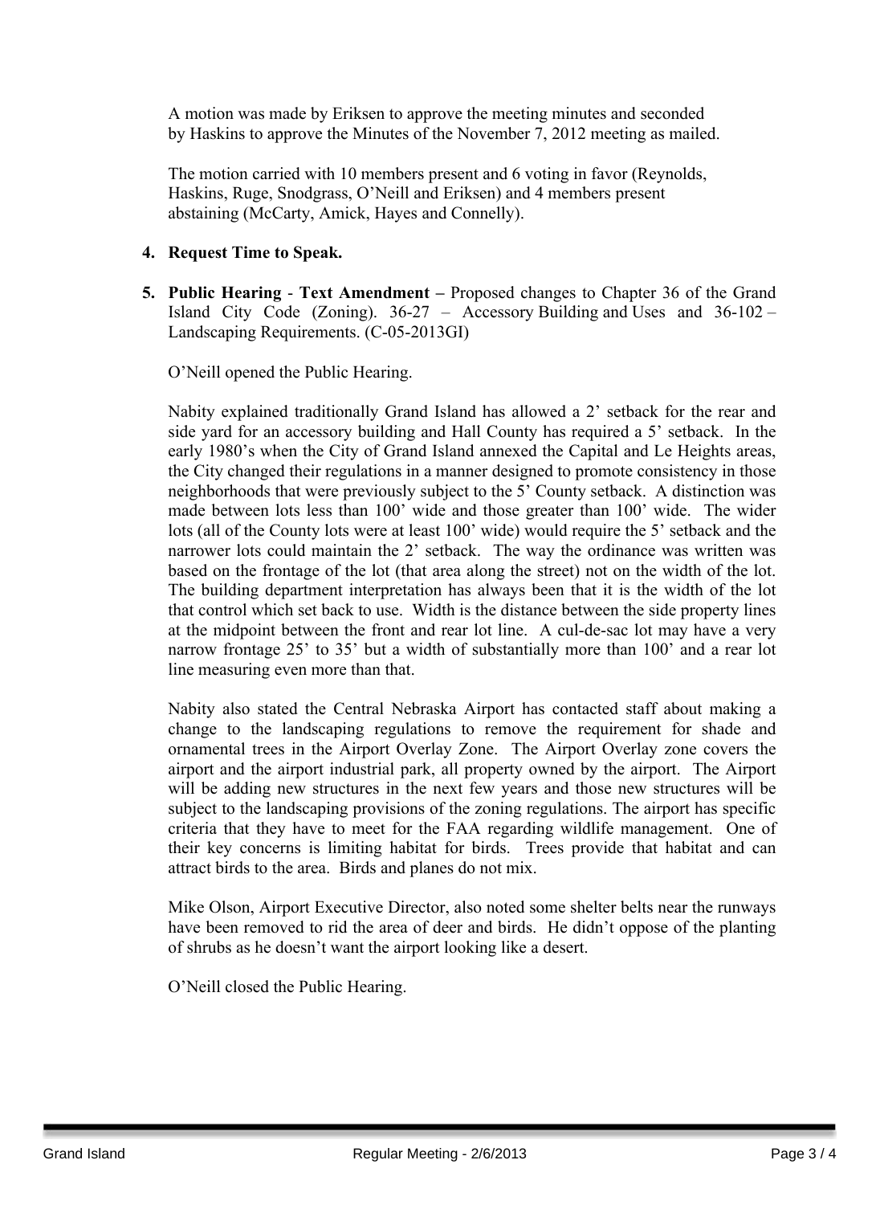A motion was made by Eriksen to approve the meeting minutes and seconded by Haskins to approve the Minutes of the November 7, 2012 meeting as mailed.

The motion carried with 10 members present and 6 voting in favor (Reynolds, Haskins, Ruge, Snodgrass, O'Neill and Eriksen) and 4 members present abstaining (McCarty, Amick, Hayes and Connelly).

4. **Request Time to Speak.**

5. **Public Hearing** - **Text Amendment –** Proposed changes to Chapter 36 of the Grand Island City Code (Zoning). 36-27 – Accessory Building and Uses and 36-102 – Landscaping Requirements. (C-05-2013GI)

   O'Neill opened the Public Hearing.

   Nabity explained traditionally Grand Island has allowed a 2' setback for the rear and side yard for an accessory building and Hall County has required a 5' setback. In the early 1980's when the City of Grand Island annexed the Capital and Le Heights areas, the City changed their regulations in a manner designed to promote consistency in those neighborhoods that were previously subject to the 5' County setback. A distinction was made between lots less than 100' wide and those greater than 100' wide. The wider lots (all of the County lots were at least 100' wide) would require the 5' setback and the narrower lots could maintain the 2' setback. The way the ordinance was written was based on the frontage of the lot (that area along the street) not on the width of the lot. The building department interpretation has always been that it is the width of the lot that control which set back to use. Width is the distance between the side property lines at the midpoint between the front and rear lot line. A cul-de-sac lot may have a very narrow frontage 25' to 35' but a width of substantially more than 100' and a rear lot line measuring even more than that.

   Nabity also stated the Central Nebraska Airport has contacted staff about making a change to the landscaping regulations to remove the requirement for shade and ornamental trees in the Airport Overlay Zone. The Airport Overlay zone covers the airport and the airport industrial park, all property owned by the airport. The Airport will be adding new structures in the next few years and those new structures will be subject to the landscaping provisions of the zoning regulations. The airport has specific criteria that they have to meet for the FAA regarding wildlife management. One of their key concerns is limiting habitat for birds. Trees provide that habitat and can attract birds to the area. Birds and planes do not mix.

   Mike Olson, Airport Executive Director, also noted some shelter belts near the runways have been removed to rid the area of deer and birds. He didn't oppose of the planting of shrubs as he doesn't want the airport looking like a desert.

   O'Neill closed the Public Hearing.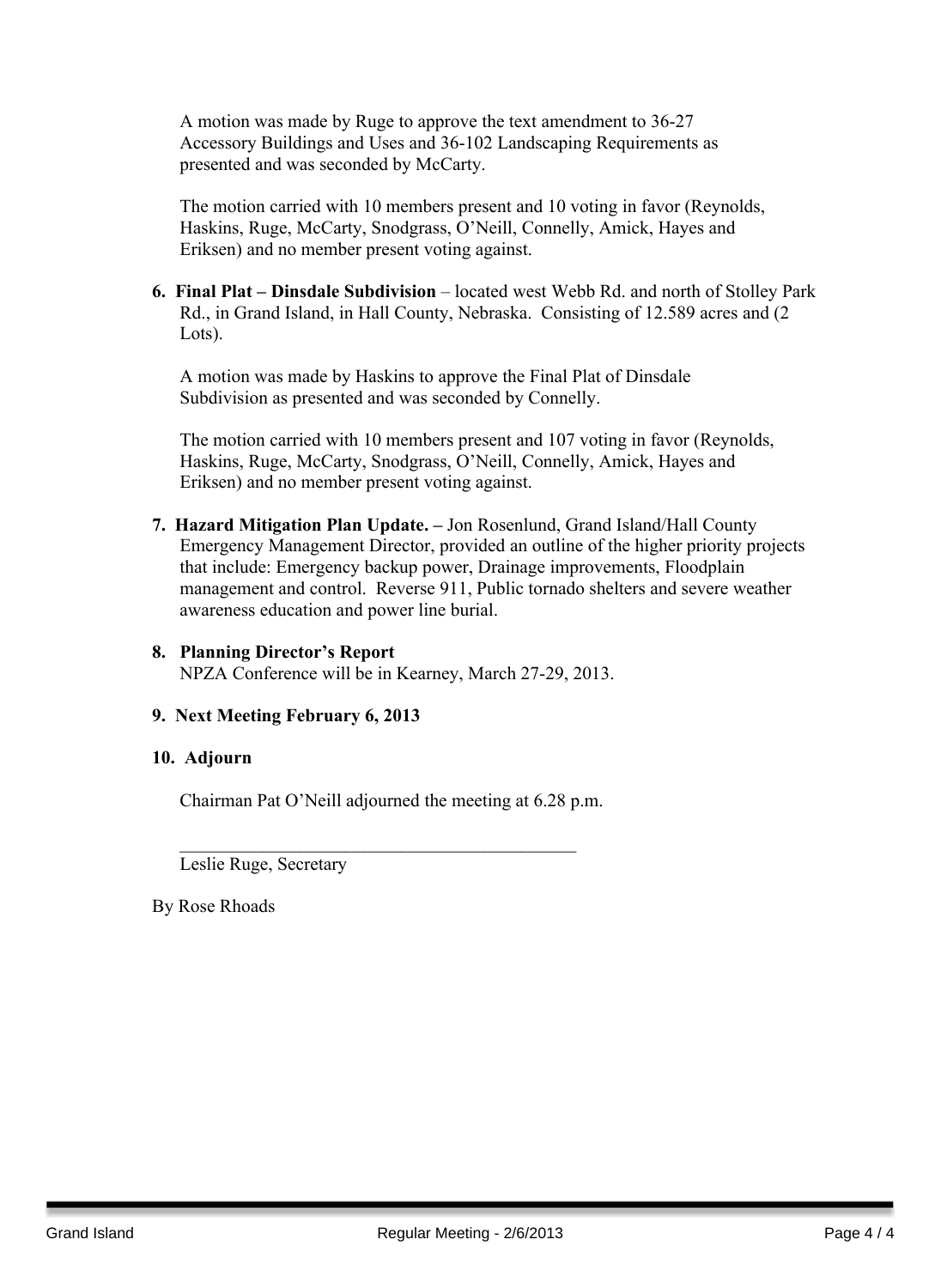A motion was made by Ruge to approve the text amendment to 36-27 Accessory Buildings and Uses and 36-102 Landscaping Requirements as presented and was seconded by McCarty.

The motion carried with 10 members present and 10 voting in favor (Reynolds, Haskins, Ruge, McCarty, Snodgrass, O'Neill, Connelly, Amick, Hayes and Eriksen) and no member present voting against.

**6. Final Plat – Dinsdale Subdivision** – located west Webb Rd. and north of Stolley Park Rd., in Grand Island, in Hall County, Nebraska. Consisting of 12.589 acres and (2 Lots).

A motion was made by Haskins to approve the Final Plat of Dinsdale Subdivision as presented and was seconded by Connelly.

The motion carried with 10 members present and 107 voting in favor (Reynolds, Haskins, Ruge, McCarty, Snodgrass, O'Neill, Connelly, Amick, Hayes and Eriksen) and no member present voting against.

**7. Hazard Mitigation Plan Update. –** Jon Rosenlund, Grand Island/Hall County Emergency Management Director, provided an outline of the higher priority projects that include: Emergency backup power, Drainage improvements, Floodplain management and control. Reverse 911, Public tornado shelters and severe weather awareness education and power line burial.

**8. Planning Director's Report**

NPZA Conference will be in Kearney, March 27-29, 2013.

**9. Next Meeting February 6, 2013**

**10. Adjourn**

Chairman Pat O'Neill adjourned the meeting at 6.28 p.m.

\_\_\_\_\_\_\_\_\_\_\_\_\_\_\_\_\_\_\_\_\_\_\_\_\_\_\_\_\_\_\_\_\_\_\_\_\_\_\_\_\_\_\_\_

Leslie Ruge, Secretary

By Rose Rhoads